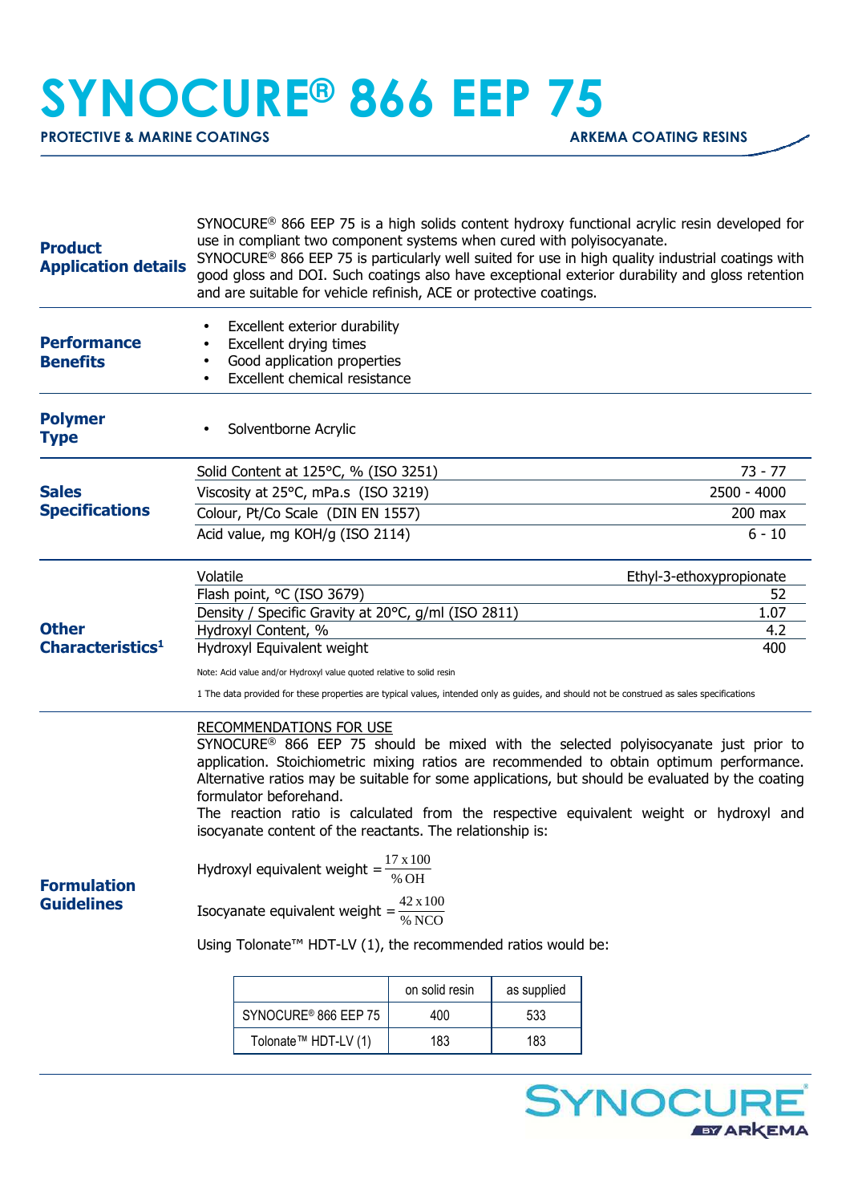# SYNOCURE® 866 EEP 75

**PROTECTIVE & MARINE COATINGS** — **ARKEMA COATING RESINS**

## Product Application details

SYNOCURE® 866 EEP 75 is a high solids content hydroxy functional acrylic resin developed for use in compliant two component systems when cured with polyisocyanate.
SYNOCURE® 866 EEP 75 is particularly well suited for use in high quality industrial coatings with good gloss and DOI. Such coatings also have exceptional exterior durability and gloss retention and are suitable for vehicle refinish, ACE or protective coatings.

## Performance Benefits

- Excellent exterior durability
- Excellent drying times
- Good application properties
- Excellent chemical resistance

## Polymer Type

- Solventborne Acrylic

## Sales Specifications

| Property | Value |
|---|---|
| Solid Content at 125°C, % (ISO 3251) | 73 - 77 |
| Viscosity at 25°C, mPa.s (ISO 3219) | 2500 - 4000 |
| Colour, Pt/Co Scale (DIN EN 1557) | 200 max |
| Acid value, mg KOH/g (ISO 2114) | 6 - 10 |

## Other Characteristics[1]

| Property | Value |
|---|---|
| Volatile | Ethyl-3-ethoxypropionate |
| Flash point, °C (ISO 3679) | 52 |
| Density / Specific Gravity at 20°C, g/ml (ISO 2811) | 1.07 |
| Hydroxyl Content, % | 4.2 |
| Hydroxyl Equivalent weight | 400 |

Note: Acid value and/or Hydroxyl value quoted relative to solid resin

1 The data provided for these properties are typical values, intended only as guides, and should not be construed as sales specifications

## Formulation Guidelines

RECOMMENDATIONS FOR USE

SYNOCURE® 866 EEP 75 should be mixed with the selected polyisocyanate just prior to application. Stoichiometric mixing ratios are recommended to obtain optimum performance. Alternative ratios may be suitable for some applications, but should be evaluated by the coating formulator beforehand.
The reaction ratio is calculated from the respective equivalent weight or hydroxyl and isocyanate content of the reactants. The relationship is:

$$\text{Hydroxyl equivalent weight} = \frac{17 \times 100}{\%\,OH}$$

$$\text{Isocyanate equivalent weight} = \frac{42 \times 100}{\%\,NCO}$$

Using Tolonate™ HDT-LV (1), the recommended ratios would be:

| | on solid resin | as supplied |
|---|---|---|
| SYNOCURE® 866 EEP 75 | 400 | 533 |
| Tolonate™ HDT-LV (1) | 183 | 183 |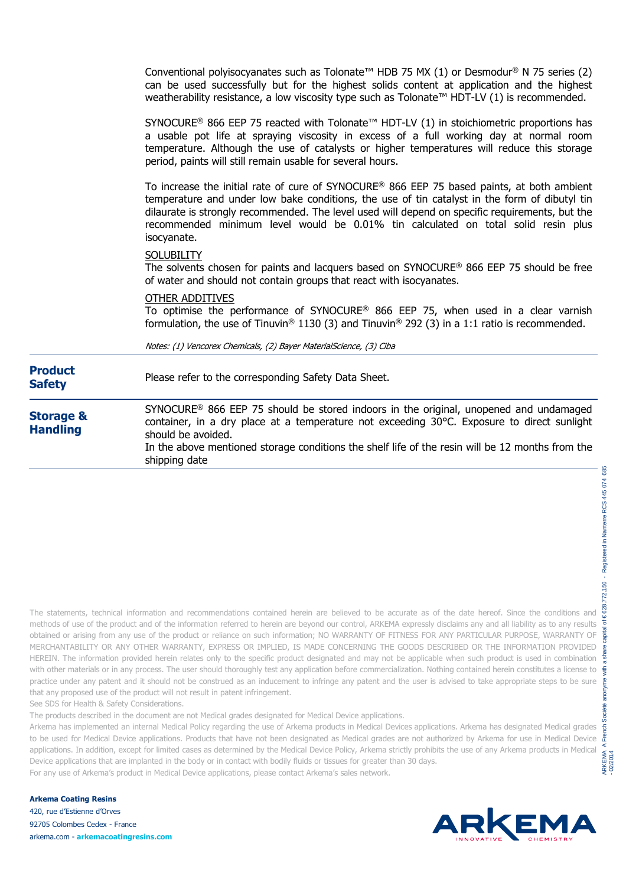Conventional polyisocyanates such as Tolonate™ HDB 75 MX (1) or Desmodur® N 75 series (2) can be used successfully but for the highest solids content at application and the highest weatherability resistance, a low viscosity type such as Tolonate™ HDT-LV (1) is recommended.

SYNOCURE® 866 EEP 75 reacted with Tolonate™ HDT-LV (1) in stoichiometric proportions has a usable pot life at spraying viscosity in excess of a full working day at normal room temperature. Although the use of catalysts or higher temperatures will reduce this storage period, paints will still remain usable for several hours.

To increase the initial rate of cure of SYNOCURE® 866 EEP 75 based paints, at both ambient temperature and under low bake conditions, the use of tin catalyst in the form of dibutyl tin dilaurate is strongly recommended. The level used will depend on specific requirements, but the recommended minimum level would be 0.01% tin calculated on total solid resin plus isocyanate.

SOLUBILITY

The solvents chosen for paints and lacquers based on SYNOCURE® 866 EEP 75 should be free of water and should not contain groups that react with isocyanates.

OTHER ADDITIVES

To optimise the performance of SYNOCURE® 866 EEP 75, when used in a clear varnish formulation, the use of Tinuvin® 1130 (3) and Tinuvin® 292 (3) in a 1:1 ratio is recommended.

*Notes: (1) Vencorex Chemicals, (2) Bayer MaterialScience, (3) Ciba*

## Product Safety

Please refer to the corresponding Safety Data Sheet.

## Storage & Handling

SYNOCURE® 866 EEP 75 should be stored indoors in the original, unopened and undamaged container, in a dry place at a temperature not exceeding 30°C. Exposure to direct sunlight should be avoided.
In the above mentioned storage conditions the shelf life of the resin will be 12 months from the shipping date

The statements, technical information and recommendations contained herein are believed to be accurate as of the date hereof. Since the conditions and methods of use of the product and of the information referred to herein are beyond our control, ARKEMA expressly disclaims any and all liability as to any results obtained or arising from any use of the product or reliance on such information; NO WARRANTY OF FITNESS FOR ANY PARTICULAR PURPOSE, WARRANTY OF MERCHANTABILITY OR ANY OTHER WARRANTY, EXPRESS OR IMPLIED, IS MADE CONCERNING THE GOODS DESCRIBED OR THE INFORMATION PROVIDED HEREIN. The information provided herein relates only to the specific product designated and may not be applicable when such product is used in combination with other materials or in any process. The user should thoroughly test any application before commercialization. Nothing contained herein constitutes a license to practice under any patent and it should not be construed as an inducement to infringe any patent and the user is advised to take appropriate steps to be sure that any proposed use of the product will not result in patent infringement.
See SDS for Health & Safety Considerations.
The products described in the document are not Medical grades designated for Medical Device applications.
Arkema has implemented an internal Medical Policy regarding the use of Arkema products in Medical Devices applications. Arkema has designated Medical grades to be used for Medical Device applications. Products that have not been designated as Medical grades are not authorized by Arkema for use in Medical Device applications. In addition, except for limited cases as determined by the Medical Device Policy, Arkema strictly prohibits the use of any Arkema products in Medical Device applications that are implanted in the body or in contact with bodily fluids or tissues for greater than 30 days.
For any use of Arkema's product in Medical Device applications, please contact Arkema's sales network.

**Arkema Coating Resins**
420, rue d'Estienne d'Orves
92705 Colombes Cedex - France
arkema.com - **arkemacoatingresins.com**

ARKEMA A French Société anonyme with a share capital of € 628.772.150 - Registered in Nanterre RCS 445 074 685 - 02/2014